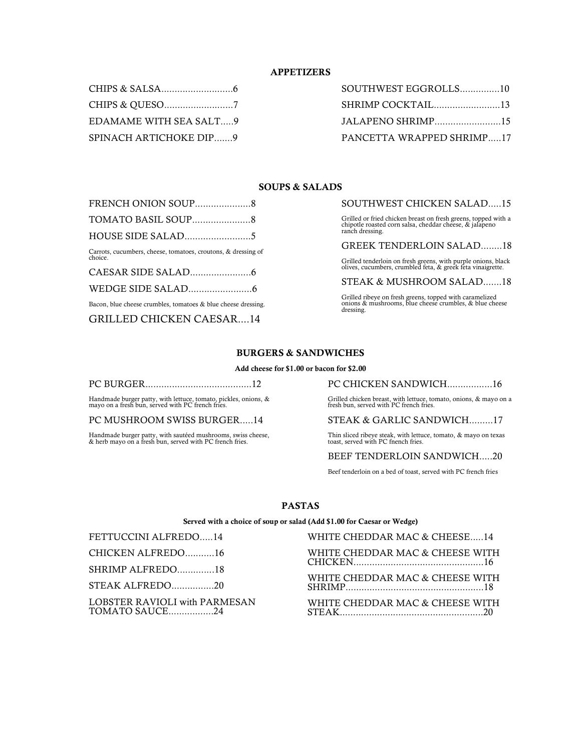## APPETIZERS

CHIPS & SALSA...........................6

CHIPS & QUESO..........................7

EDAMAME WITH SEA SALT.....9

SPINACH ARTICHOKE DIP.......9

SOUTHWEST EGGROLLS...............10

SHRIMP COCKTAIL.........................13

JALAPENO SHRIMP.........................15

PANCETTA WRAPPED SHRIMP.....17

## SOUPS & SALADS

FRENCH ONION SOUP.....................8

TOMATO BASIL SOUP......................8

HOUSE SIDE SALAD.........................5

Carrots, cucumbers, cheese, tomatoes, croutons, & dressing of choice.

CAESAR SIDE SALAD.......................6

WEDGE SIDE SALAD........................6

Bacon, blue cheese crumbles, tomatoes & blue cheese dressing.

GRILLED CHICKEN CAESAR....14

SOUTHWEST CHICKEN SALAD.....15

Grilled or fried chicken breast on fresh greens, topped with a chipotle roasted corn salsa, cheddar cheese, & jalapeno ranch dressing.

GREEK TENDERLOIN SALAD........18

Grilled tenderloin on fresh greens, with purple onions, black olives, cucumbers, crumbled feta, & greek feta vinaigrette.

STEAK & MUSHROOM SALAD.......18

Grilled ribeye on fresh greens, topped with caramelized onions & mushrooms, blue cheese crumbles, & blue cheese dressing.

## BURGERS & SANDWICHES

**Add cheese for $1.00 or bacon for $2.00**

PC BURGER........................................12

Handmade burger patty, with lettuce, tomato, pickles, onions, & mayo on a fresh bun, served with PC french fries.

PC MUSHROOM SWISS BURGER.....14

Handmade burger patty, with sautéed mushrooms, swiss cheese, & herb mayo on a fresh bun, served with PC french fries.

PC CHICKEN SANDWICH.................16

Grilled chicken breast, with lettuce, tomato, onions, & mayo on a fresh bun, served with PC french fries.

STEAK & GARLIC SANDWICH.........17

Thin sliced ribeye steak, with lettuce, tomato, & mayo on texas toast, served with PC fnench fries.

BEEF TENDERLOIN SANDWICH.....20

Beef tenderloin on a bed of toast, served with PC french fries

## PASTAS

**Served with a choice of soup or salad (Add $1.00 for Caesar or Wedge)**

FETTUCCINI ALFREDO.....14

CHICKEN ALFREDO...........16

SHRIMP ALFREDO..............18

STEAK ALFREDO................20

LOBSTER RAVIOLI with PARMESAN TOMATO SAUCE.................24

WHITE CHEDDAR MAC & CHEESE.....14

WHITE CHEDDAR MAC & CHEESE WITH CHICKEN................................................16

WHITE CHEDDAR MAC & CHEESE WITH SHRIMP....................................................18

WHITE CHEDDAR MAC & CHEESE WITH STEAK......................................................20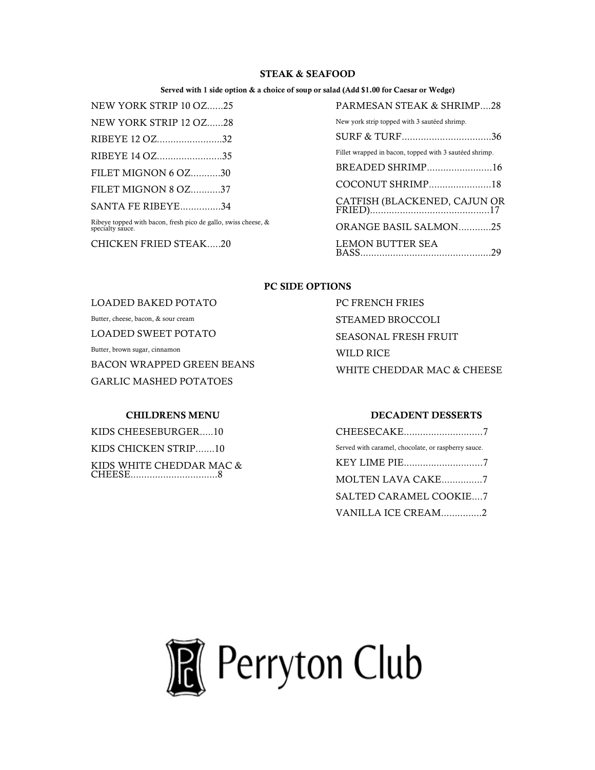## STEAK & SEAFOOD

**Served with 1 side option & a choice of soup or salad (Add $1.00 for Caesar or Wedge)**

NEW YORK STRIP 10 OZ......25

NEW YORK STRIP 12 OZ......28

RIBEYE 12 OZ........................32

RIBEYE 14 OZ........................35

FILET MIGNON 6 OZ...........30

FILET MIGNON 8 OZ...........37

SANTA FE RIBEYE...............34

Ribeye topped with bacon, fresh pico de gallo, swiss cheese, & specialty sauce.

CHICKEN FRIED STEAK.....20

PARMESAN STEAK & SHRIMP....28

New york strip topped with 3 sautéed shrimp.

SURF & TURF.................................36

Fillet wrapped in bacon, topped with 3 sautéed shrimp.

BREADED SHRIMP........................16

COCONUT SHRIMP.......................18

CATFISH (BLACKENED, CAJUN OR FRIED)...........................................17

ORANGE BASIL SALMON............25

LEMON BUTTER SEA BASS...............................................29

## PC SIDE OPTIONS

LOADED BAKED POTATO

Butter, cheese, bacon, & sour cream

LOADED SWEET POTATO

Butter, brown sugar, cinnamon

BACON WRAPPED GREEN BEANS

GARLIC MASHED POTATOES

PC FRENCH FRIES

STEAMED BROCCOLI

SEASONAL FRESH FRUIT

WILD RICE

WHITE CHEDDAR MAC & CHEESE

## CHILDRENS MENU

KIDS CHEESEBURGER.....10

KIDS CHICKEN STRIP.......10

KIDS WHITE CHEDDAR MAC & CHEESE................................8

## DECADENT DESSERTS

CHEESECAKE.............................7

Served with caramel, chocolate, or raspberry sauce.

KEY LIME PIE.............................7

MOLTEN LAVA CAKE...............7

SALTED CARAMEL COOKIE....7

VANILLA ICE CREAM...............2

Perryton Club